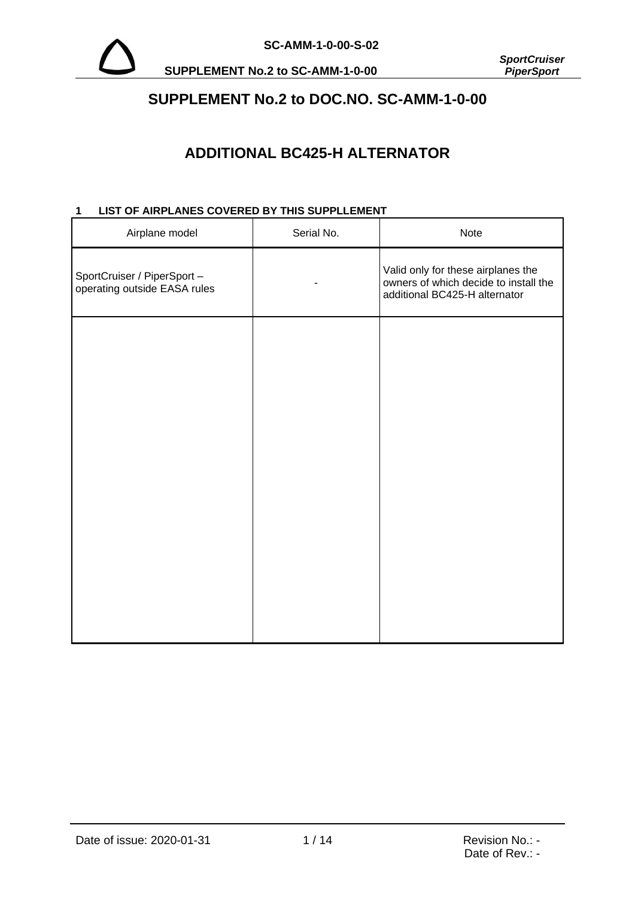# SUPPLEMENT No.2 to DOC.NO. SC-AMM-1-0-00

# ADDITIONAL BC425-H ALTERNATOR

## 1 LIST OF AIRPLANES COVERED BY THIS SUPPLLEMENT

| Airplane model | Serial No. | Note |
|---|---|---|
| SportCruiser / PiperSport – operating outside EASA rules | - | Valid only for these airplanes the owners of which decide to install the additional BC425-H alternator |
| | | |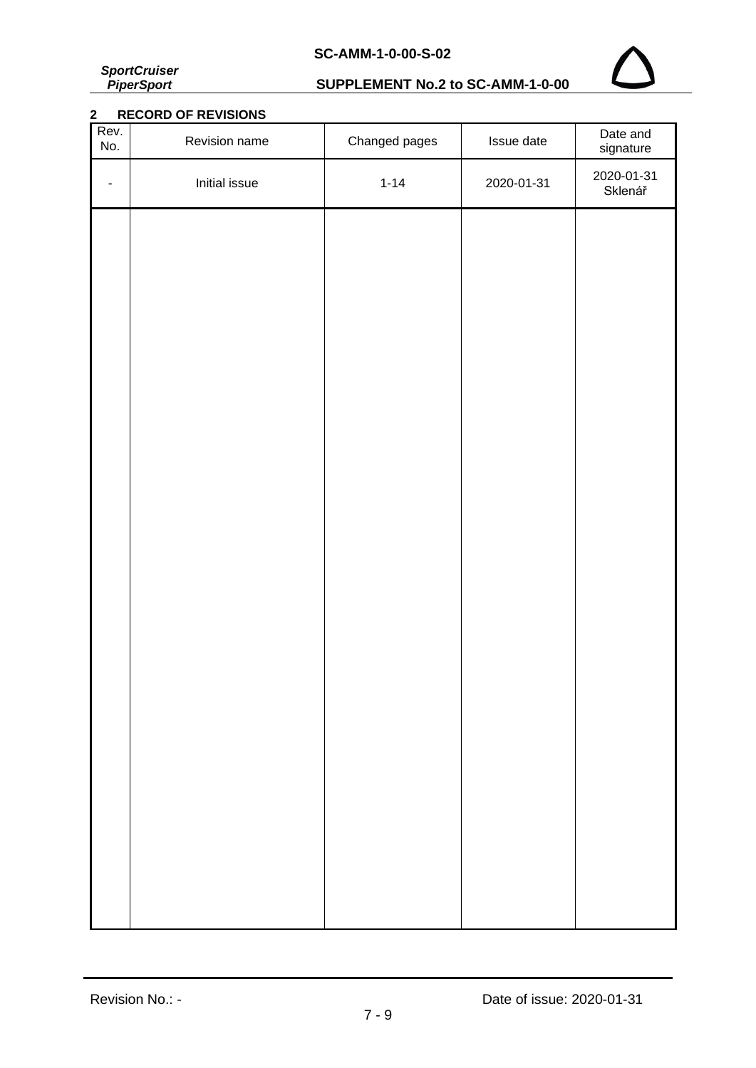## 2 RECORD OF REVISIONS

| Rev. No. | Revision name | Changed pages | Issue date | Date and signature |
|---|---|---|---|---|
| - | Initial issue | 1-14 | 2020-01-31 | 2020-01-31 Sklenář |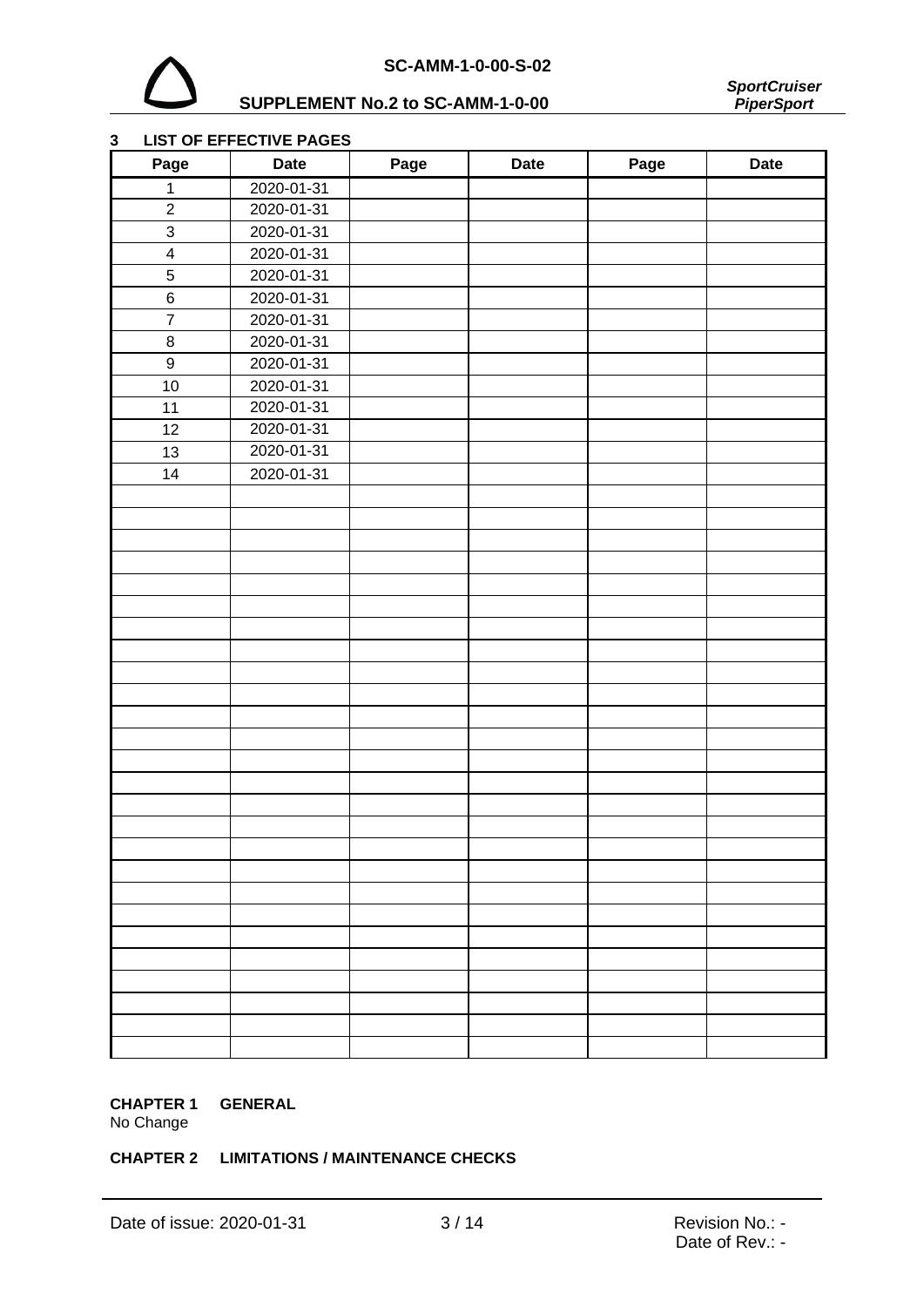## 3 LIST OF EFFECTIVE PAGES

| Page | Date | Page | Date | Page | Date |
|---|---|---|---|---|---|
| 1 | 2020-01-31 | | | | |
| 2 | 2020-01-31 | | | | |
| 3 | 2020-01-31 | | | | |
| 4 | 2020-01-31 | | | | |
| 5 | 2020-01-31 | | | | |
| 6 | 2020-01-31 | | | | |
| 7 | 2020-01-31 | | | | |
| 8 | 2020-01-31 | | | | |
| 9 | 2020-01-31 | | | | |
| 10 | 2020-01-31 | | | | |
| 11 | 2020-01-31 | | | | |
| 12 | 2020-01-31 | | | | |
| 13 | 2020-01-31 | | | | |
| 14 | 2020-01-31 | | | | |

**CHAPTER 1 GENERAL**

No Change

**CHAPTER 2 LIMITATIONS / MAINTENANCE CHECKS**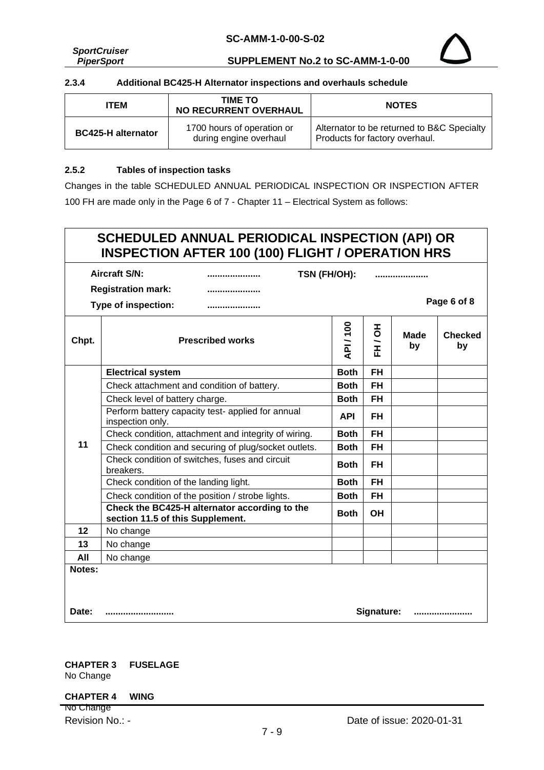### 2.3.4 Additional BC425-H Alternator inspections and overhauls schedule

| ITEM | TIME TO NO RECURRENT OVERHAUL | NOTES |
|---|---|---|
| BC425-H alternator | 1700 hours of operation or during engine overhaul | Alternator to be returned to B&C Specialty Products for factory overhaul. |

### 2.5.2 Tables of inspection tasks

Changes in the table SCHEDULED ANNUAL PERIODICAL INSPECTION OR INSPECTION AFTER 100 FH are made only in the Page 6 of 7 - Chapter 11 – Electrical System as follows:

**SCHEDULED ANNUAL PERIODICAL INSPECTION (API) OR INSPECTION AFTER 100 (100) FLIGHT / OPERATION HRS**

**Aircraft S/N:** ..................... **TSN (FH/OH):** .....................

**Registration mark:** .....................

**Type of inspection:** ..................... **Page 6 of 8**

| Chpt. | Prescribed works | API / 100 | FH / OH | Made by | Checked by |
|---|---|---|---|---|---|
| 11 | **Electrical system** | **Both** | **FH** | | |
| | Check attachment and condition of battery. | **Both** | **FH** | | |
| | Check level of battery charge. | **Both** | **FH** | | |
| | Perform battery capacity test- applied for annual inspection only. | **API** | **FH** | | |
| | Check condition, attachment and integrity of wiring. | **Both** | **FH** | | |
| | Check condition and securing of plug/socket outlets. | **Both** | **FH** | | |
| | Check condition of switches, fuses and circuit breakers. | **Both** | **FH** | | |
| | Check condition of the landing light. | **Both** | **FH** | | |
| | Check condition of the position / strobe lights. | **Both** | **FH** | | |
| | **Check the BC425-H alternator according to the section 11.5 of this Supplement.** | **Both** | **OH** | | |
| **12** | No change | | | | |
| **13** | No change | | | | |
| **All** | No change | | | | |

**Notes:**

**Date:** ........................... **Signature:** .......................

**CHAPTER 3 FUSELAGE**

No Change

**CHAPTER 4 WING**

No Change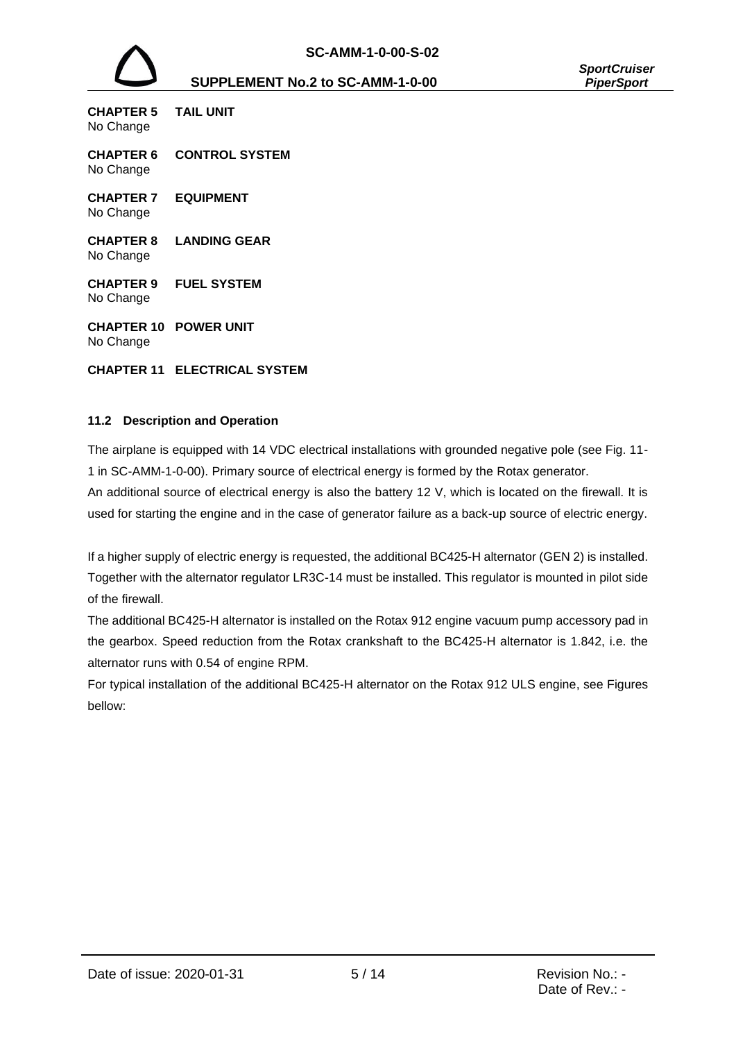**CHAPTER 5 TAIL UNIT**
No Change

**CHAPTER 6 CONTROL SYSTEM**
No Change

**CHAPTER 7 EQUIPMENT**
No Change

**CHAPTER 8 LANDING GEAR**
No Change

**CHAPTER 9 FUEL SYSTEM**
No Change

**CHAPTER 10 POWER UNIT**
No Change

**CHAPTER 11 ELECTRICAL SYSTEM**

### 11.2 Description and Operation

The airplane is equipped with 14 VDC electrical installations with grounded negative pole (see Fig. 11-1 in SC-AMM-1-0-00). Primary source of electrical energy is formed by the Rotax generator.
An additional source of electrical energy is also the battery 12 V, which is located on the firewall. It is used for starting the engine and in the case of generator failure as a back-up source of electric energy.

If a higher supply of electric energy is requested, the additional BC425-H alternator (GEN 2) is installed. Together with the alternator regulator LR3C-14 must be installed. This regulator is mounted in pilot side of the firewall.
The additional BC425-H alternator is installed on the Rotax 912 engine vacuum pump accessory pad in the gearbox. Speed reduction from the Rotax crankshaft to the BC425-H alternator is 1.842, i.e. the alternator runs with 0.54 of engine RPM.
For typical installation of the additional BC425-H alternator on the Rotax 912 ULS engine, see Figures bellow: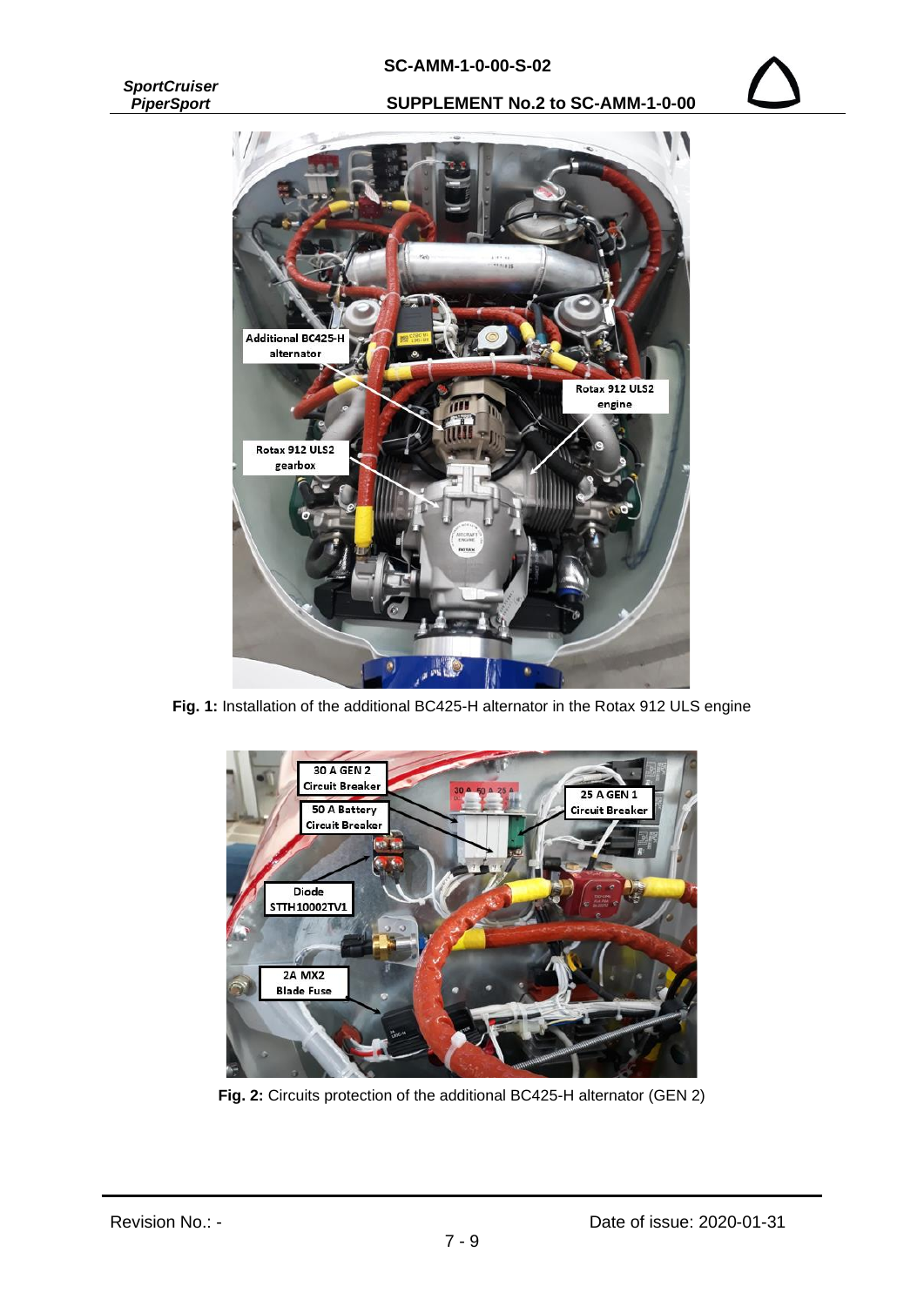**Fig. 1:** Installation of the additional BC425-H alternator in the Rotax 912 ULS engine

**Fig. 2:** Circuits protection of the additional BC425-H alternator (GEN 2)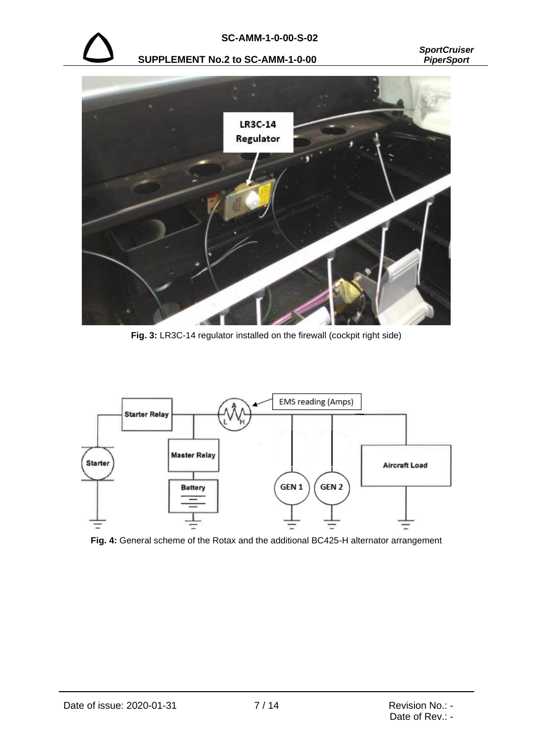**Fig. 3:** LR3C-14 regulator installed on the firewall (cockpit right side)

**Fig. 4:** General scheme of the Rotax and the additional BC425-H alternator arrangement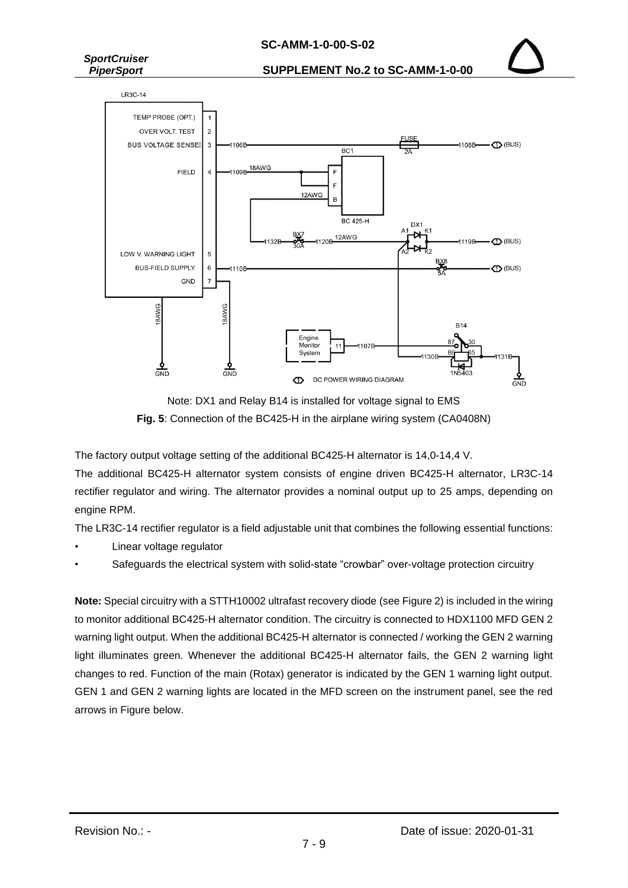Note: DX1 and Relay B14 is installed for voltage signal to EMS

**Fig. 5**: Connection of the BC425-H in the airplane wiring system (CA0408N)

The factory output voltage setting of the additional BC425-H alternator is 14,0-14,4 V.

The additional BC425-H alternator system consists of engine driven BC425-H alternator, LR3C-14 rectifier regulator and wiring. The alternator provides a nominal output up to 25 amps, depending on engine RPM.

The LR3C-14 rectifier regulator is a field adjustable unit that combines the following essential functions:

- Linear voltage regulator
- Safeguards the electrical system with solid-state “crowbar” over-voltage protection circuitry

**Note:** Special circuitry with a STTH10002 ultrafast recovery diode (see Figure 2) is included in the wiring to monitor additional BC425-H alternator condition. The circuitry is connected to HDX1100 MFD GEN 2 warning light output. When the additional BC425-H alternator is connected / working the GEN 2 warning light illuminates green. Whenever the additional BC425-H alternator fails, the GEN 2 warning light changes to red. Function of the main (Rotax) generator is indicated by the GEN 1 warning light output. GEN 1 and GEN 2 warning lights are located in the MFD screen on the instrument panel, see the red arrows in Figure below.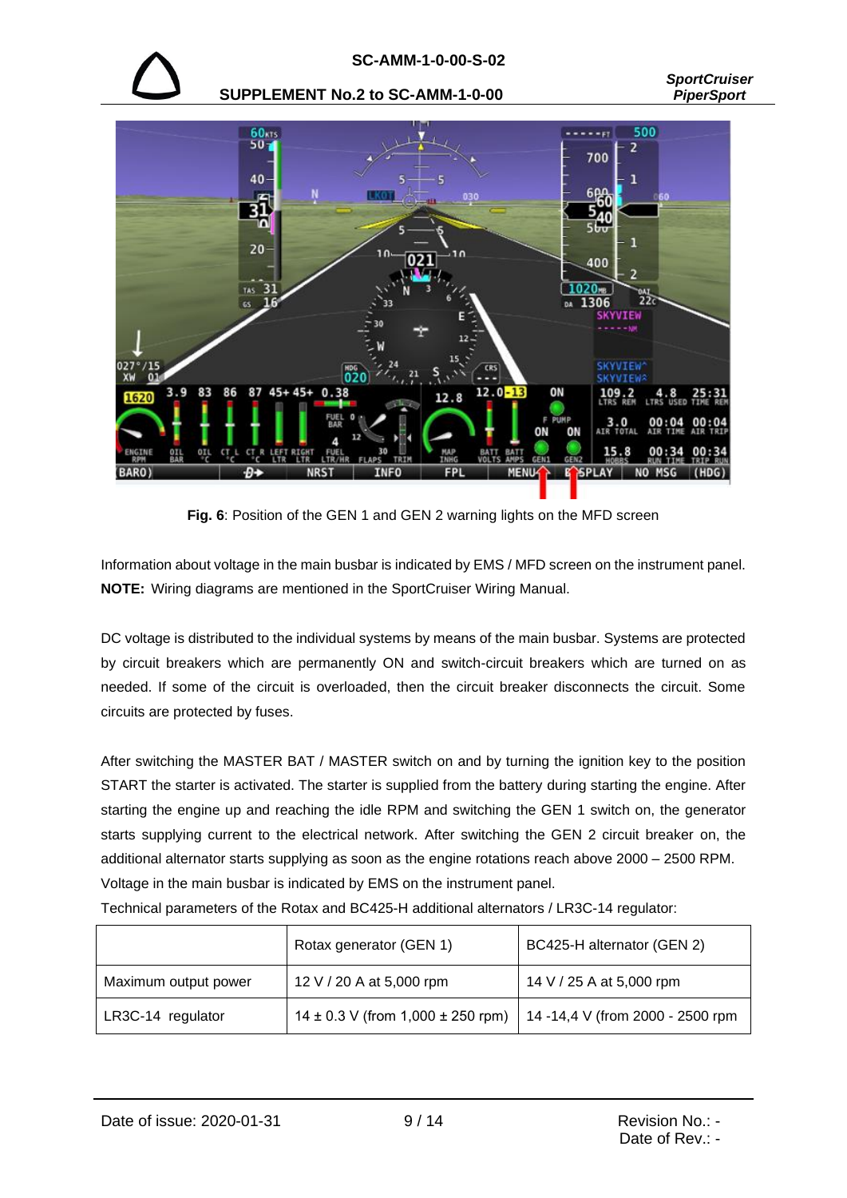**Fig. 6**: Position of the GEN 1 and GEN 2 warning lights on the MFD screen

Information about voltage in the main busbar is indicated by EMS / MFD screen on the instrument panel.

**NOTE:** Wiring diagrams are mentioned in the SportCruiser Wiring Manual.

DC voltage is distributed to the individual systems by means of the main busbar. Systems are protected by circuit breakers which are permanently ON and switch-circuit breakers which are turned on as needed. If some of the circuit is overloaded, then the circuit breaker disconnects the circuit. Some circuits are protected by fuses.

After switching the MASTER BAT / MASTER switch on and by turning the ignition key to the position START the starter is activated. The starter is supplied from the battery during starting the engine. After starting the engine up and reaching the idle RPM and switching the GEN 1 switch on, the generator starts supplying current to the electrical network. After switching the GEN 2 circuit breaker on, the additional alternator starts supplying as soon as the engine rotations reach above 2000 – 2500 RPM. Voltage in the main busbar is indicated by EMS on the instrument panel.

Technical parameters of the Rotax and BC425-H additional alternators / LR3C-14 regulator:

| | Rotax generator (GEN 1) | BC425-H alternator (GEN 2) |
|---|---|---|
| Maximum output power | 12 V / 20 A at 5,000 rpm | 14 V / 25 A at 5,000 rpm |
| LR3C-14 regulator | 14 ± 0.3 V (from 1,000 ± 250 rpm) | 14 -14,4 V (from 2000 - 2500 rpm |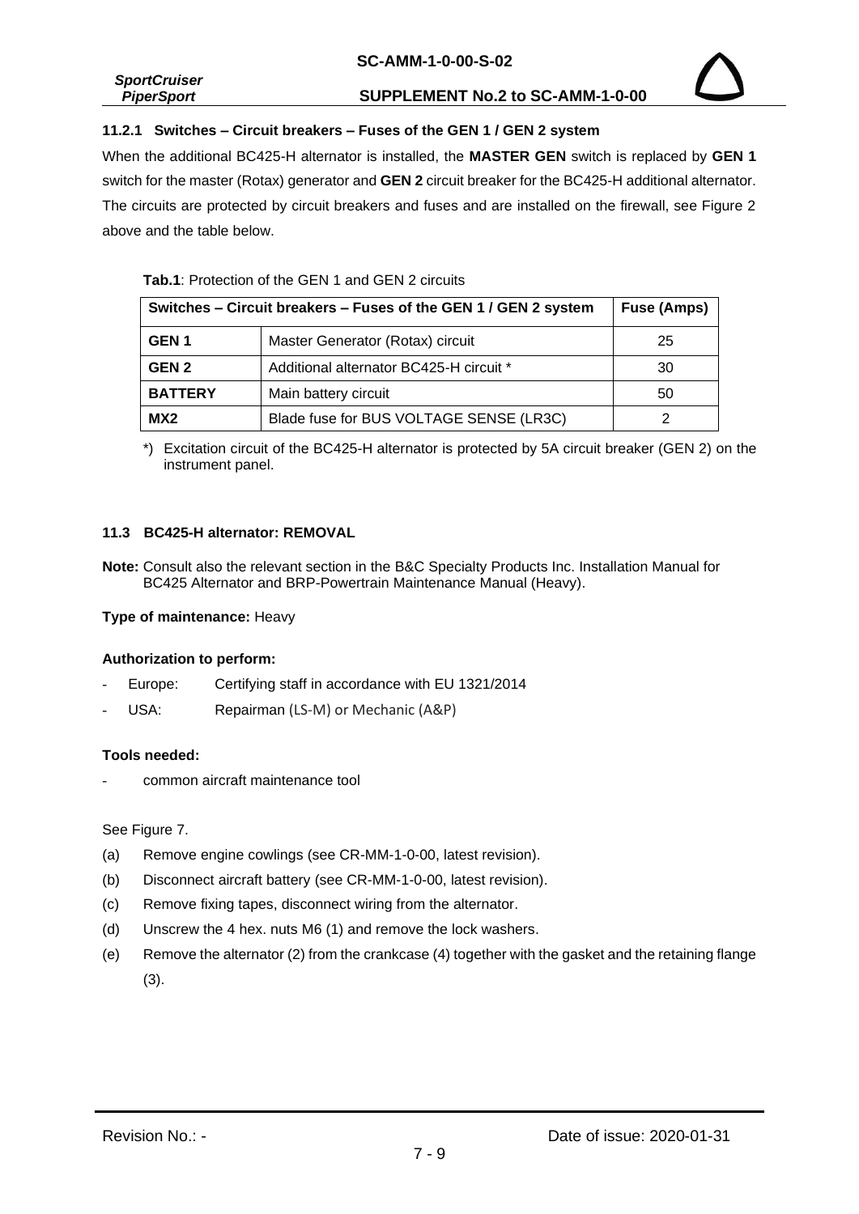### 11.2.1 Switches – Circuit breakers – Fuses of the GEN 1 / GEN 2 system

When the additional BC425-H alternator is installed, the **MASTER GEN** switch is replaced by **GEN 1** switch for the master (Rotax) generator and **GEN 2** circuit breaker for the BC425-H additional alternator. The circuits are protected by circuit breakers and fuses and are installed on the firewall, see Figure 2 above and the table below.

**Tab.1**: Protection of the GEN 1 and GEN 2 circuits

| Switches – Circuit breakers – Fuses of the GEN 1 / GEN 2 system | | Fuse (Amps) |
|---|---|---|
| **GEN 1** | Master Generator (Rotax) circuit | 25 |
| **GEN 2** | Additional alternator BC425-H circuit * | 30 |
| **BATTERY** | Main battery circuit | 50 |
| **MX2** | Blade fuse for BUS VOLTAGE SENSE (LR3C) | 2 |

*) Excitation circuit of the BC425-H alternator is protected by 5A circuit breaker (GEN 2) on the instrument panel.

### 11.3 BC425-H alternator: REMOVAL

**Note:** Consult also the relevant section in the B&C Specialty Products Inc. Installation Manual for BC425 Alternator and BRP-Powertrain Maintenance Manual (Heavy).

**Type of maintenance:** Heavy

**Authorization to perform:**

- Europe: Certifying staff in accordance with EU 1321/2014
- USA: Repairman (LS-M) or Mechanic (A&P)

**Tools needed:**

- common aircraft maintenance tool

See Figure 7.

(a) Remove engine cowlings (see CR-MM-1-0-00, latest revision).

(b) Disconnect aircraft battery (see CR-MM-1-0-00, latest revision).

(c) Remove fixing tapes, disconnect wiring from the alternator.

(d) Unscrew the 4 hex. nuts M6 (1) and remove the lock washers.

(e) Remove the alternator (2) from the crankcase (4) together with the gasket and the retaining flange (3).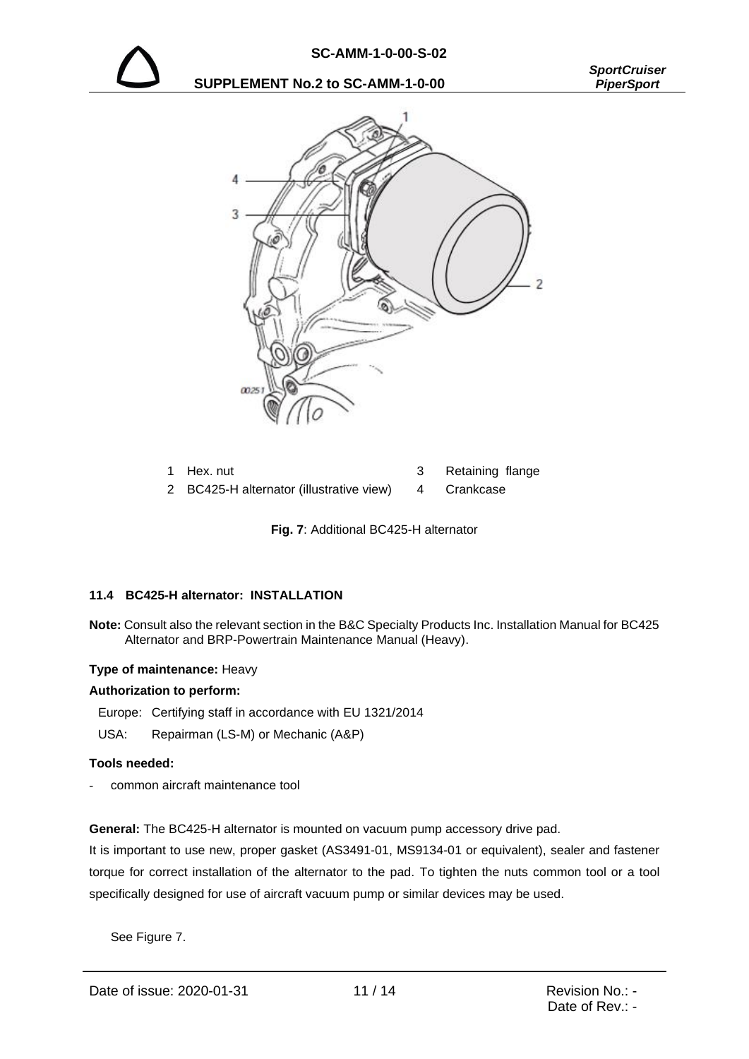1 Hex. nut
2 BC425-H alternator (illustrative view)
3 Retaining flange
4 Crankcase

**Fig. 7**: Additional BC425-H alternator

### 11.4 BC425-H alternator: INSTALLATION

**Note:** Consult also the relevant section in the B&C Specialty Products Inc. Installation Manual for BC425 Alternator and BRP-Powertrain Maintenance Manual (Heavy).

**Type of maintenance:** Heavy

**Authorization to perform:**

Europe: Certifying staff in accordance with EU 1321/2014

USA: Repairman (LS-M) or Mechanic (A&P)

**Tools needed:**

- common aircraft maintenance tool

**General:** The BC425-H alternator is mounted on vacuum pump accessory drive pad.

It is important to use new, proper gasket (AS3491-01, MS9134-01 or equivalent), sealer and fastener torque for correct installation of the alternator to the pad. To tighten the nuts common tool or a tool specifically designed for use of aircraft vacuum pump or similar devices may be used.

See Figure 7.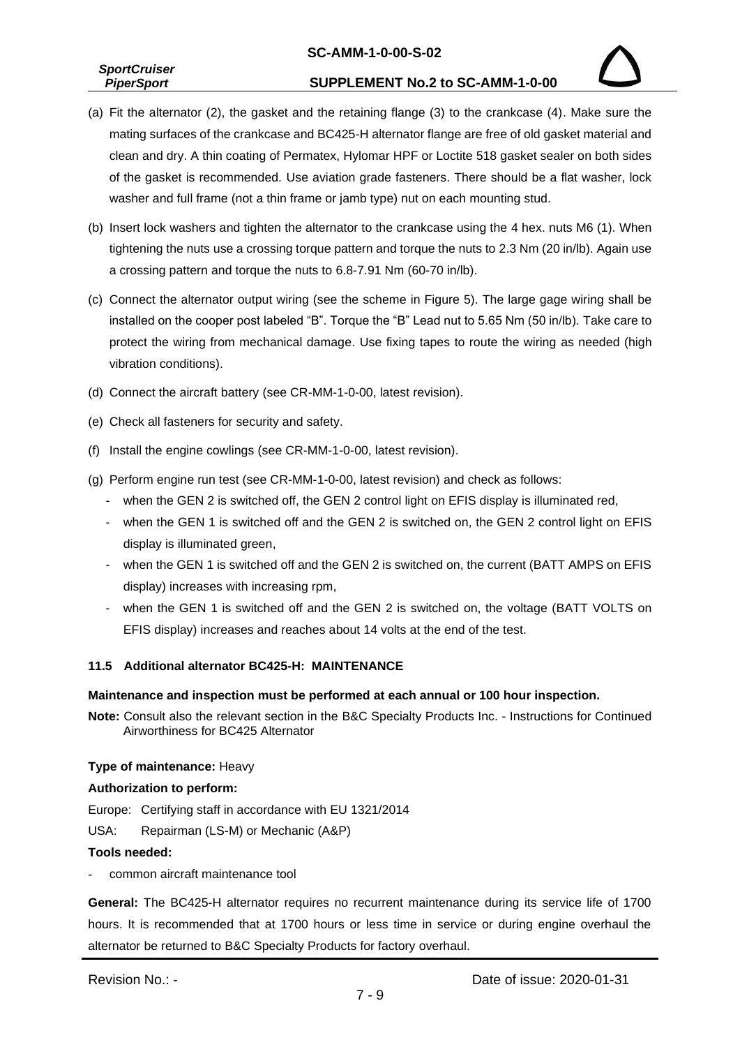(a) Fit the alternator (2), the gasket and the retaining flange (3) to the crankcase (4). Make sure the mating surfaces of the crankcase and BC425-H alternator flange are free of old gasket material and clean and dry. A thin coating of Permatex, Hylomar HPF or Loctite 518 gasket sealer on both sides of the gasket is recommended. Use aviation grade fasteners. There should be a flat washer, lock washer and full frame (not a thin frame or jamb type) nut on each mounting stud.

(b) Insert lock washers and tighten the alternator to the crankcase using the 4 hex. nuts M6 (1). When tightening the nuts use a crossing torque pattern and torque the nuts to 2.3 Nm (20 in/lb). Again use a crossing pattern and torque the nuts to 6.8-7.91 Nm (60-70 in/lb).

(c) Connect the alternator output wiring (see the scheme in Figure 5). The large gage wiring shall be installed on the cooper post labeled "B". Torque the "B" Lead nut to 5.65 Nm (50 in/lb). Take care to protect the wiring from mechanical damage. Use fixing tapes to route the wiring as needed (high vibration conditions).

(d) Connect the aircraft battery (see CR-MM-1-0-00, latest revision).

(e) Check all fasteners for security and safety.

(f) Install the engine cowlings (see CR-MM-1-0-00, latest revision).

(g) Perform engine run test (see CR-MM-1-0-00, latest revision) and check as follows:
   - when the GEN 2 is switched off, the GEN 2 control light on EFIS display is illuminated red,
   - when the GEN 1 is switched off and the GEN 2 is switched on, the GEN 2 control light on EFIS display is illuminated green,
   - when the GEN 1 is switched off and the GEN 2 is switched on, the current (BATT AMPS on EFIS display) increases with increasing rpm,
   - when the GEN 1 is switched off and the GEN 2 is switched on, the voltage (BATT VOLTS on EFIS display) increases and reaches about 14 volts at the end of the test.

### 11.5 Additional alternator BC425-H: MAINTENANCE

**Maintenance and inspection must be performed at each annual or 100 hour inspection.**

**Note:** Consult also the relevant section in the B&C Specialty Products Inc. - Instructions for Continued Airworthiness for BC425 Alternator

**Type of maintenance:** Heavy

**Authorization to perform:**

Europe: Certifying staff in accordance with EU 1321/2014

USA: Repairman (LS-M) or Mechanic (A&P)

**Tools needed:**

- common aircraft maintenance tool

**General:** The BC425-H alternator requires no recurrent maintenance during its service life of 1700 hours. It is recommended that at 1700 hours or less time in service or during engine overhaul the alternator be returned to B&C Specialty Products for factory overhaul.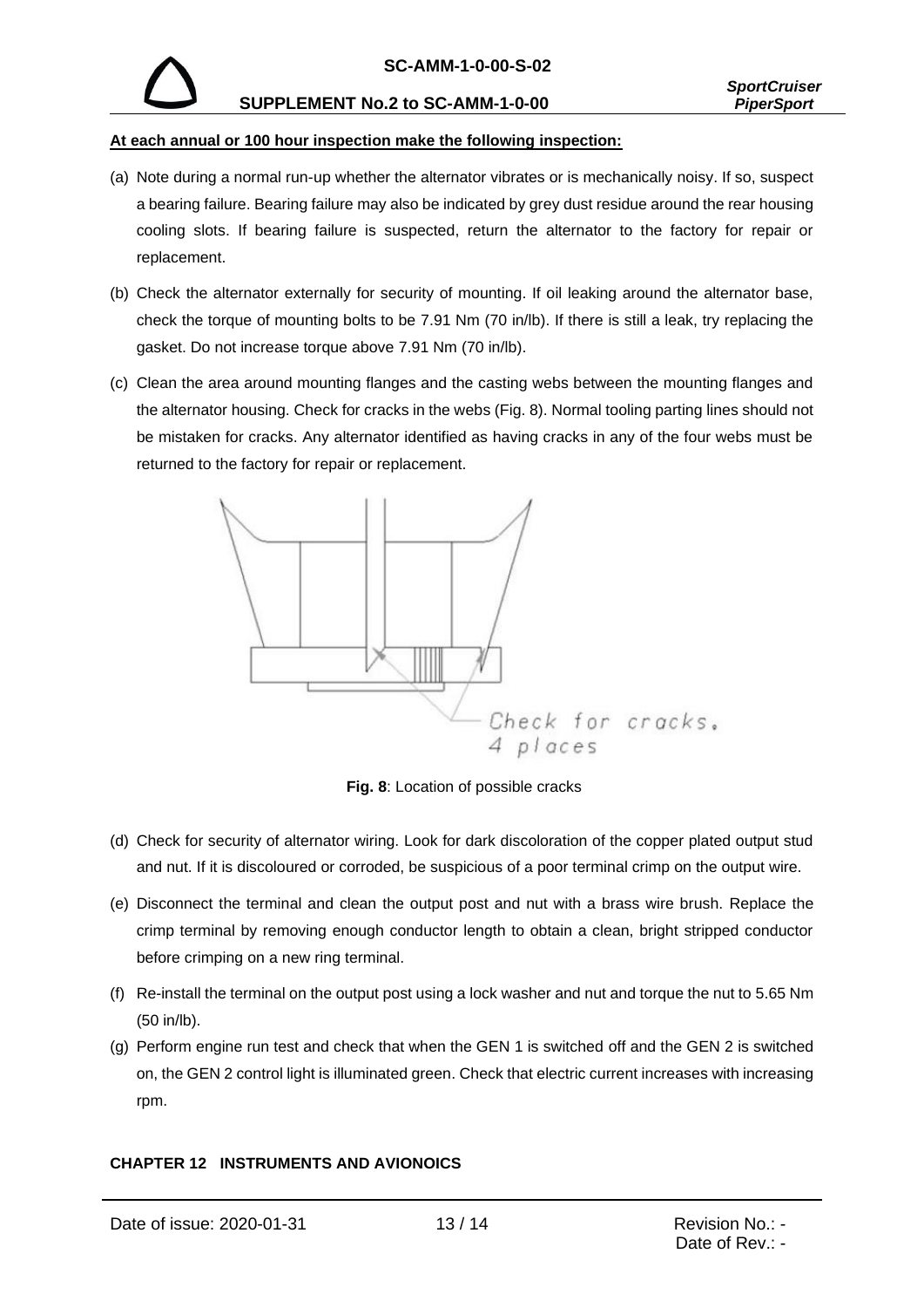**At each annual or 100 hour inspection make the following inspection:**

(a) Note during a normal run-up whether the alternator vibrates or is mechanically noisy. If so, suspect a bearing failure. Bearing failure may also be indicated by grey dust residue around the rear housing cooling slots. If bearing failure is suspected, return the alternator to the factory for repair or replacement.

(b) Check the alternator externally for security of mounting. If oil leaking around the alternator base, check the torque of mounting bolts to be 7.91 Nm (70 in/lb). If there is still a leak, try replacing the gasket. Do not increase torque above 7.91 Nm (70 in/lb).

(c) Clean the area around mounting flanges and the casting webs between the mounting flanges and the alternator housing. Check for cracks in the webs (Fig. 8). Normal tooling parting lines should not be mistaken for cracks. Any alternator identified as having cracks in any of the four webs must be returned to the factory for repair or replacement.

Check for cracks. 4 places

**Fig. 8**: Location of possible cracks

(d) Check for security of alternator wiring. Look for dark discoloration of the copper plated output stud and nut. If it is discoloured or corroded, be suspicious of a poor terminal crimp on the output wire.

(e) Disconnect the terminal and clean the output post and nut with a brass wire brush. Replace the crimp terminal by removing enough conductor length to obtain a clean, bright stripped conductor before crimping on a new ring terminal.

(f) Re-install the terminal on the output post using a lock washer and nut and torque the nut to 5.65 Nm (50 in/lb).

(g) Perform engine run test and check that when the GEN 1 is switched off and the GEN 2 is switched on, the GEN 2 control light is illuminated green. Check that electric current increases with increasing rpm.

## CHAPTER 12 INSTRUMENTS AND AVIONOICS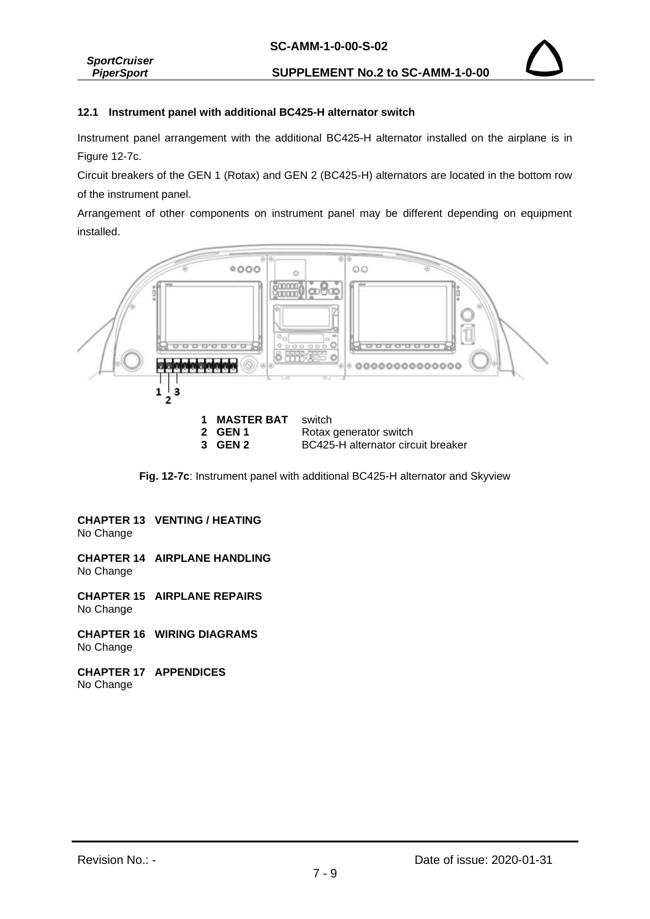### 12.1 Instrument panel with additional BC425-H alternator switch

Instrument panel arrangement with the additional BC425-H alternator installed on the airplane is in Figure 12-7c.

Circuit breakers of the GEN 1 (Rotax) and GEN 2 (BC425-H) alternators are located in the bottom row of the instrument panel.

Arrangement of other components on instrument panel may be different depending on equipment installed.

1 2 3

| | | |
|---|---|---|
| 1 | **MASTER BAT** | switch |
| 2 | **GEN 1** | Rotax generator switch |
| 3 | **GEN 2** | BC425-H alternator circuit breaker |

**Fig. 12-7c**: Instrument panel with additional BC425-H alternator and Skyview

**CHAPTER 13 VENTING / HEATING**
No Change

**CHAPTER 14 AIRPLANE HANDLING**
No Change

**CHAPTER 15 AIRPLANE REPAIRS**
No Change

**CHAPTER 16 WIRING DIAGRAMS**
No Change

**CHAPTER 17 APPENDICES**
No Change